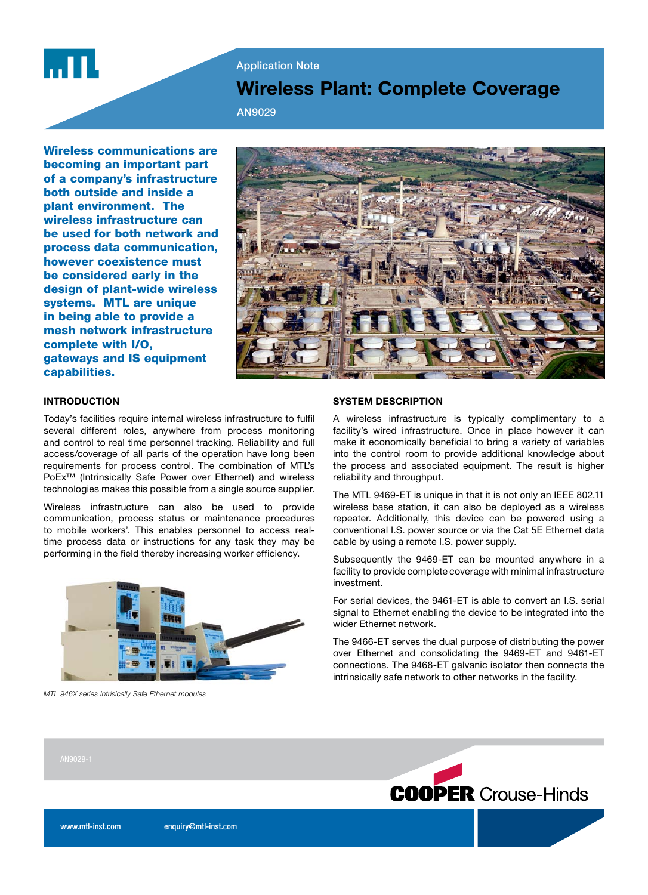Application Note

# Wireless Plant: Complete Coverage

AN9029

**Wireless communications are becoming an important part of a company's infrastructure both outside and inside a plant environment. The wireless infrastructure can be used for both network and process data communication, however coexistence must be considered early in the design of plant-wide wireless systems. MTL are unique in being able to provide a mesh network infrastructure complete with I/O, gateways and IS equipment capabilities.**

## INTRODUCTION

Today's facilities require internal wireless infrastructure to fulfil several different roles, anywhere from process monitoring and control to real time personnel tracking. Reliability and full access/coverage of all parts of the operation have long been requirements for process control. The combination of MTL's PoEx™ (Intrinsically Safe Power over Ethernet) and wireless technologies makes this possible from a single source supplier.

Wireless infrastructure can also be used to provide communication, process status or maintenance procedures to mobile workers'. This enables personnel to access real-time process data or instructions for any task they may be performing in the field thereby increasing worker efficiency.

*MTL 946X series Intrisically Safe Ethernet modules*

## SYSTEM DESCRIPTION

A wireless infrastructure is typically complimentary to a facility's wired infrastructure. Once in place however it can make it economically beneficial to bring a variety of variables into the control room to provide additional knowledge about the process and associated equipment. The result is higher reliability and throughput.

The MTL 9469-ET is unique in that it is not only an IEEE 802.11 wireless base station, it can also be deployed as a wireless repeater. Additionally, this device can be powered using a conventional I.S. power source or via the Cat 5E Ethernet data cable by using a remote I.S. power supply.

Subsequently the 9469-ET can be mounted anywhere in a facility to provide complete coverage with minimal infrastructure investment.

For serial devices, the 9461-ET is able to convert an I.S. serial signal to Ethernet enabling the device to be integrated into the wider Ethernet network.

The 9466-ET serves the dual purpose of distributing the power over Ethernet and consolidating the 9469-ET and 9461-ET connections. The 9468-ET galvanic isolator then connects the intrinsically safe network to other networks in the facility.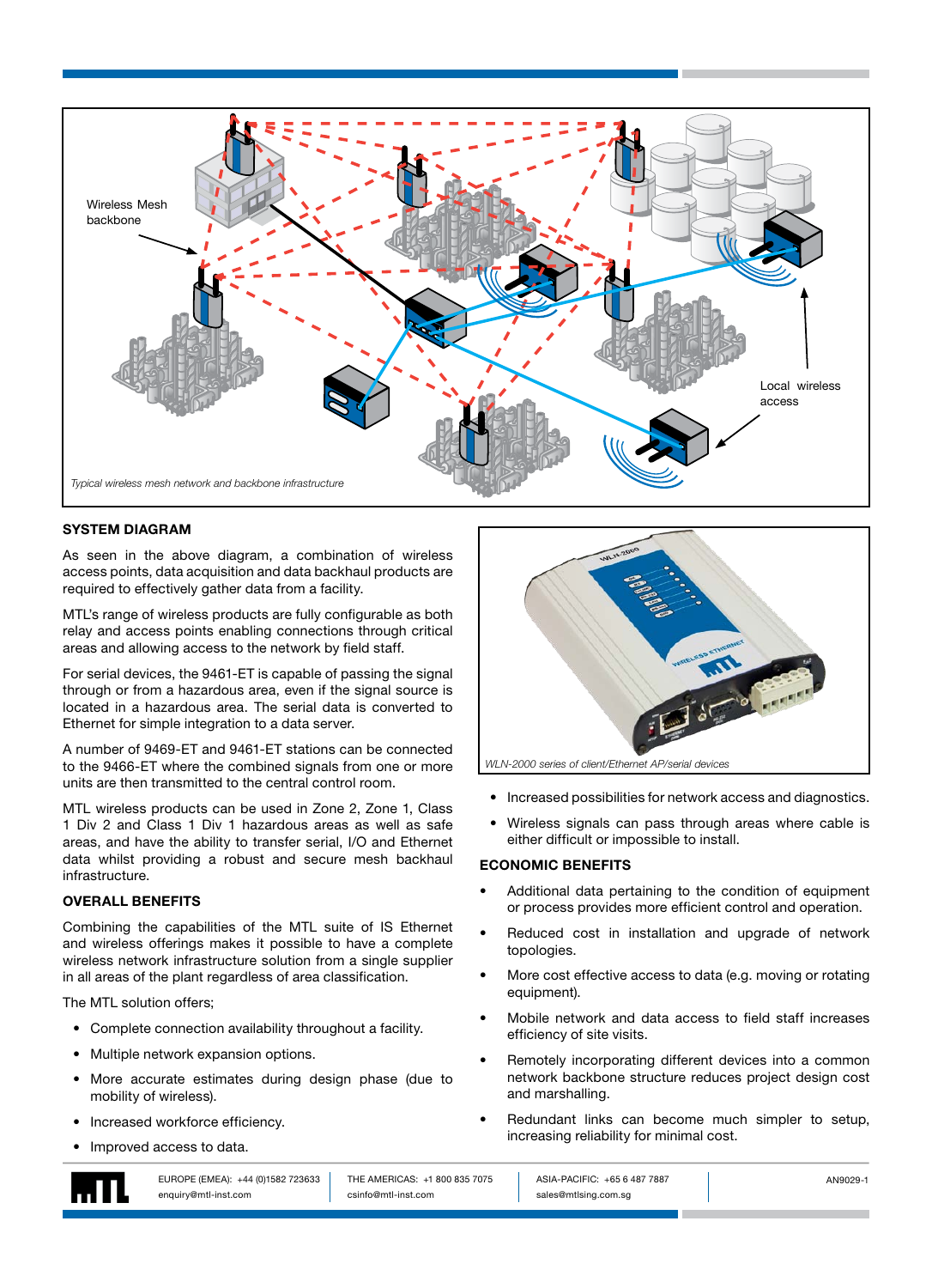Wireless Mesh backbone

Local wireless access

*Typical wireless mesh network and backbone infrastructure*

## SYSTEM DIAGRAM

As seen in the above diagram, a combination of wireless access points, data acquisition and data backhaul products are required to effectively gather data from a facility.

MTL's range of wireless products are fully configurable as both relay and access points enabling connections through critical areas and allowing access to the network by field staff.

For serial devices, the 9461-ET is capable of passing the signal through or from a hazardous area, even if the signal source is located in a hazardous area. The serial data is converted to Ethernet for simple integration to a data server.

A number of 9469-ET and 9461-ET stations can be connected to the 9466-ET where the combined signals from one or more units are then transmitted to the central control room.

MTL wireless products can be used in Zone 2, Zone 1, Class 1 Div 2 and Class 1 Div 1 hazardous areas as well as safe areas, and have the ability to transfer serial, I/O and Ethernet data whilst providing a robust and secure mesh backhaul infrastructure.

## OVERALL BENEFITS

Combining the capabilities of the MTL suite of IS Ethernet and wireless offerings makes it possible to have a complete wireless network infrastructure solution from a single supplier in all areas of the plant regardless of area classification.

The MTL solution offers;

- Complete connection availability throughout a facility.
- Multiple network expansion options.
- More accurate estimates during design phase (due to mobility of wireless).
- Increased workforce efficiency.
- Improved access to data.

*WLN-2000 series of client/Ethernet AP/serial devices*

- Increased possibilities for network access and diagnostics.
- Wireless signals can pass through areas where cable is either difficult or impossible to install.

## ECONOMIC BENEFITS

- Additional data pertaining to the condition of equipment or process provides more efficient control and operation.
- Reduced cost in installation and upgrade of network topologies.
- More cost effective access to data (e.g. moving or rotating equipment).
- Mobile network and data access to field staff increases efficiency of site visits.
- Remotely incorporating different devices into a common network backbone structure reduces project design cost and marshalling.
- Redundant links can become much simpler to setup, increasing reliability for minimal cost.

EUROPE (EMEA): +44 (0)1582 723633
enquiry@mtl-inst.com

THE AMERICAS: +1 800 835 7075
csinfo@mtl-inst.com

ASIA-PACIFIC: +65 6 487 7887
sales@mtlsing.com.sg

AN9029-1